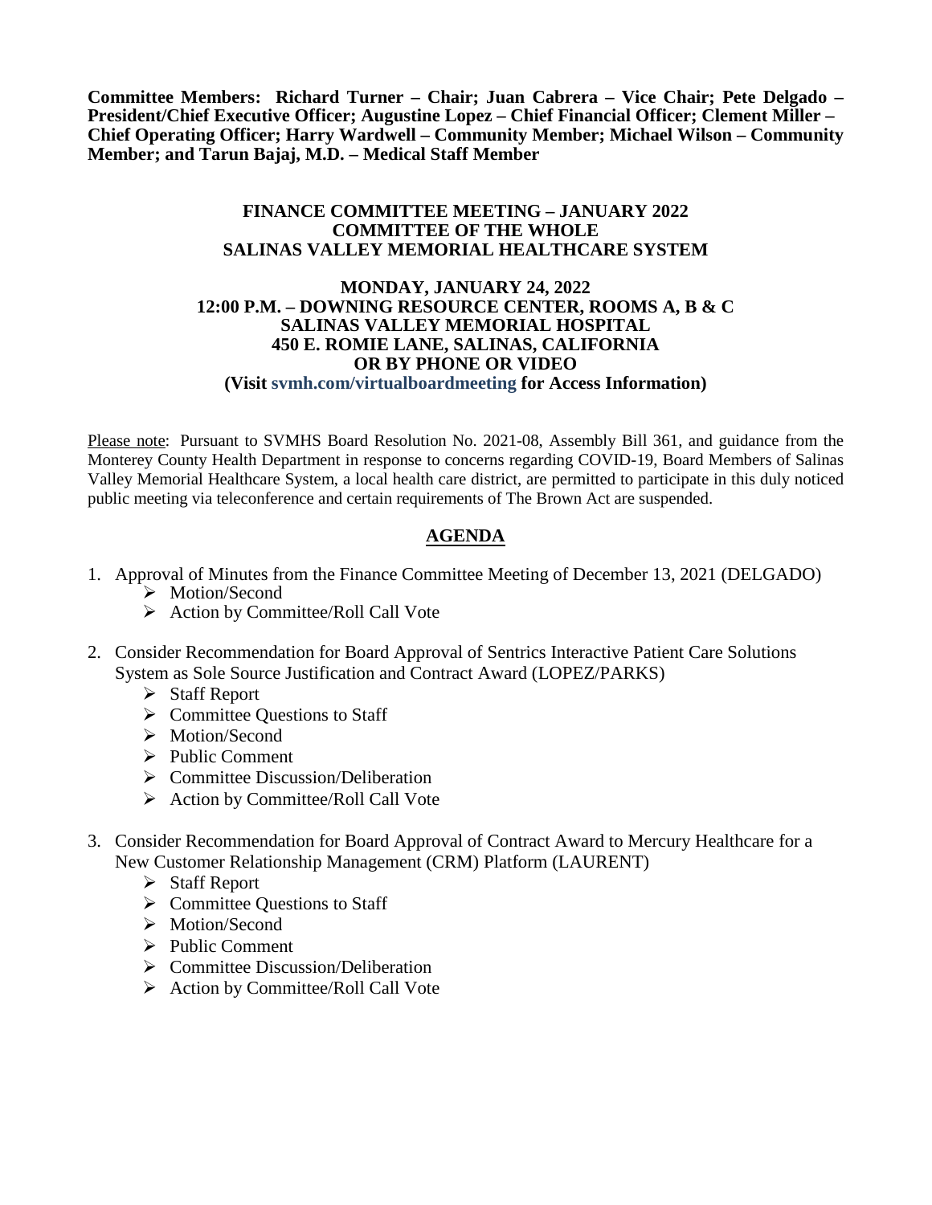**Committee Members: Richard Turner – Chair; Juan Cabrera – Vice Chair; Pete Delgado – President/Chief Executive Officer; Augustine Lopez – Chief Financial Officer; Clement Miller – Chief Operating Officer; Harry Wardwell – Community Member; Michael Wilson – Community Member; and Tarun Bajaj, M.D. – Medical Staff Member**

**FINANCE COMMITTEE MEETING – JANUARY 2022**
**COMMITTEE OF THE WHOLE**
**SALINAS VALLEY MEMORIAL HEALTHCARE SYSTEM**

**MONDAY, JANUARY 24, 2022**
**12:00 P.M. – DOWNING RESOURCE CENTER, ROOMS A, B & C**
**SALINAS VALLEY MEMORIAL HOSPITAL**
**450 E. ROMIE LANE, SALINAS, CALIFORNIA**
**OR BY PHONE OR VIDEO**
**(Visit svmh.com/virtualboardmeeting for Access Information)**

Please note: Pursuant to SVMHS Board Resolution No. 2021-08, Assembly Bill 361, and guidance from the Monterey County Health Department in response to concerns regarding COVID-19, Board Members of Salinas Valley Memorial Healthcare System, a local health care district, are permitted to participate in this duly noticed public meeting via teleconference and certain requirements of The Brown Act are suspended.

## AGENDA

1. Approval of Minutes from the Finance Committee Meeting of December 13, 2021 (DELGADO)
   - Motion/Second
   - Action by Committee/Roll Call Vote

2. Consider Recommendation for Board Approval of Sentrics Interactive Patient Care Solutions System as Sole Source Justification and Contract Award (LOPEZ/PARKS)
   - Staff Report
   - Committee Questions to Staff
   - Motion/Second
   - Public Comment
   - Committee Discussion/Deliberation
   - Action by Committee/Roll Call Vote

3. Consider Recommendation for Board Approval of Contract Award to Mercury Healthcare for a New Customer Relationship Management (CRM) Platform (LAURENT)
   - Staff Report
   - Committee Questions to Staff
   - Motion/Second
   - Public Comment
   - Committee Discussion/Deliberation
   - Action by Committee/Roll Call Vote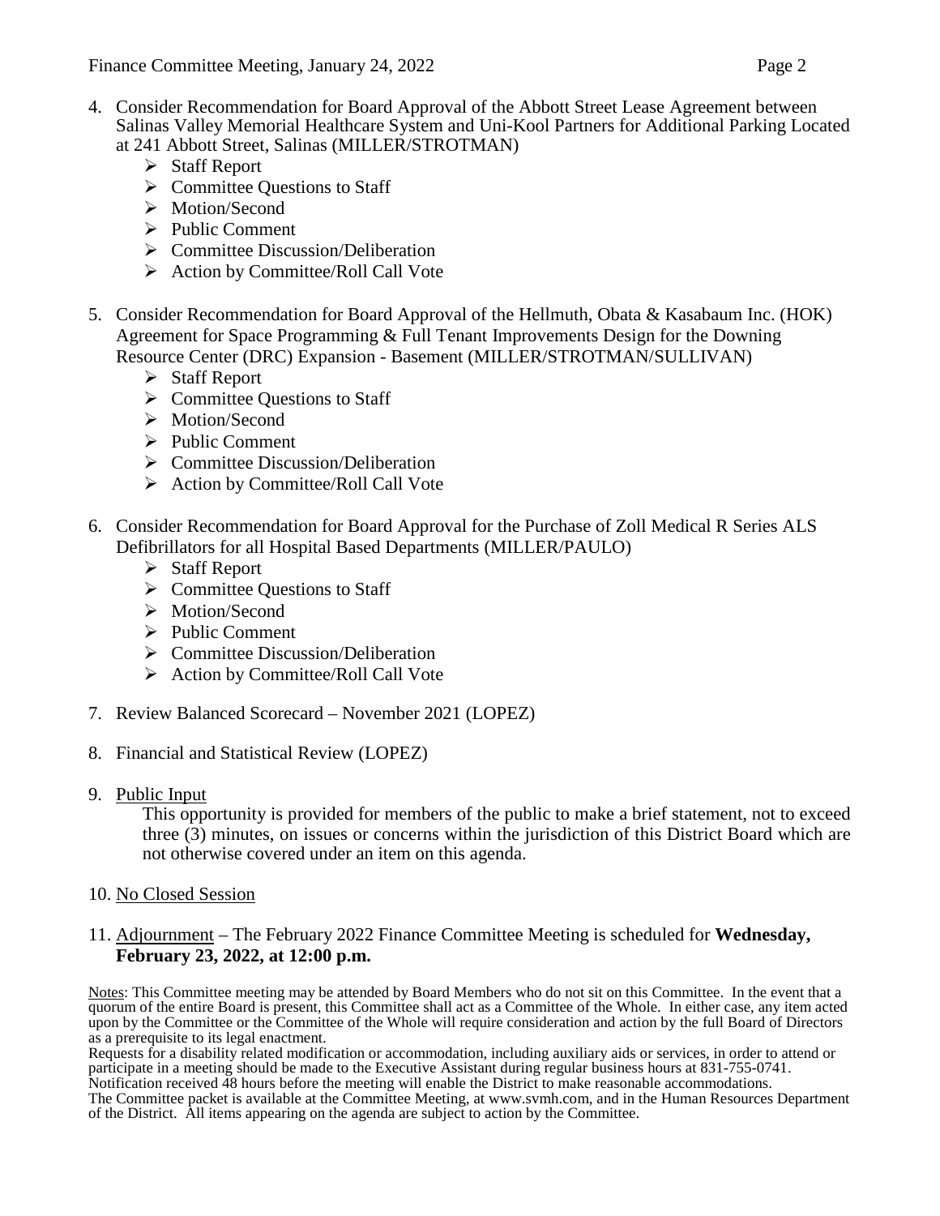4. Consider Recommendation for Board Approval of the Abbott Street Lease Agreement between Salinas Valley Memorial Healthcare System and Uni-Kool Partners for Additional Parking Located at 241 Abbott Street, Salinas (MILLER/STROTMAN)
   - Staff Report
   - Committee Questions to Staff
   - Motion/Second
   - Public Comment
   - Committee Discussion/Deliberation
   - Action by Committee/Roll Call Vote

5. Consider Recommendation for Board Approval of the Hellmuth, Obata & Kasabaum Inc. (HOK) Agreement for Space Programming & Full Tenant Improvements Design for the Downing Resource Center (DRC) Expansion - Basement (MILLER/STROTMAN/SULLIVAN)
   - Staff Report
   - Committee Questions to Staff
   - Motion/Second
   - Public Comment
   - Committee Discussion/Deliberation
   - Action by Committee/Roll Call Vote

6. Consider Recommendation for Board Approval for the Purchase of Zoll Medical R Series ALS Defibrillators for all Hospital Based Departments (MILLER/PAULO)
   - Staff Report
   - Committee Questions to Staff
   - Motion/Second
   - Public Comment
   - Committee Discussion/Deliberation
   - Action by Committee/Roll Call Vote

7. Review Balanced Scorecard – November 2021 (LOPEZ)

8. Financial and Statistical Review (LOPEZ)

9. Public Input

   This opportunity is provided for members of the public to make a brief statement, not to exceed three (3) minutes, on issues or concerns within the jurisdiction of this District Board which are not otherwise covered under an item on this agenda.

10. No Closed Session

11. Adjournment – The February 2022 Finance Committee Meeting is scheduled for **Wednesday, February 23, 2022, at 12:00 p.m.**

Notes: This Committee meeting may be attended by Board Members who do not sit on this Committee. In the event that a quorum of the entire Board is present, this Committee shall act as a Committee of the Whole. In either case, any item acted upon by the Committee or the Committee of the Whole will require consideration and action by the full Board of Directors as a prerequisite to its legal enactment.

Requests for a disability related modification or accommodation, including auxiliary aids or services, in order to attend or participate in a meeting should be made to the Executive Assistant during regular business hours at 831-755-0741. Notification received 48 hours before the meeting will enable the District to make reasonable accommodations.

The Committee packet is available at the Committee Meeting, at www.svmh.com, and in the Human Resources Department of the District. All items appearing on the agenda are subject to action by the Committee.